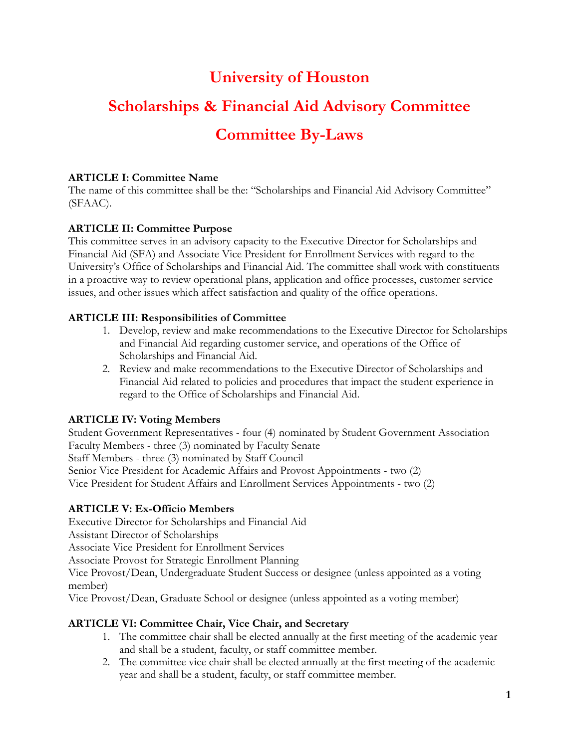# University of Houston

# Scholarships & Financial Aid Advisory Committee

# Committee By-Laws

**ARTICLE I: Committee Name**
The name of this committee shall be the: "Scholarships and Financial Aid Advisory Committee" (SFAAC).

**ARTICLE II: Committee Purpose**
This committee serves in an advisory capacity to the Executive Director for Scholarships and Financial Aid (SFA) and Associate Vice President for Enrollment Services with regard to the University's Office of Scholarships and Financial Aid. The committee shall work with constituents in a proactive way to review operational plans, application and office processes, customer service issues, and other issues which affect satisfaction and quality of the office operations.

**ARTICLE III: Responsibilities of Committee**

1. Develop, review and make recommendations to the Executive Director for Scholarships and Financial Aid regarding customer service, and operations of the Office of Scholarships and Financial Aid.
2. Review and make recommendations to the Executive Director of Scholarships and Financial Aid related to policies and procedures that impact the student experience in regard to the Office of Scholarships and Financial Aid.

**ARTICLE IV: Voting Members**
Student Government Representatives - four (4) nominated by Student Government Association
Faculty Members - three (3) nominated by Faculty Senate
Staff Members - three (3) nominated by Staff Council
Senior Vice President for Academic Affairs and Provost Appointments - two (2)
Vice President for Student Affairs and Enrollment Services Appointments - two (2)

**ARTICLE V: Ex-Officio Members**
Executive Director for Scholarships and Financial Aid
Assistant Director of Scholarships
Associate Vice President for Enrollment Services
Associate Provost for Strategic Enrollment Planning
Vice Provost/Dean, Undergraduate Student Success or designee (unless appointed as a voting member)
Vice Provost/Dean, Graduate School or designee (unless appointed as a voting member)

**ARTICLE VI: Committee Chair, Vice Chair, and Secretary**

1. The committee chair shall be elected annually at the first meeting of the academic year and shall be a student, faculty, or staff committee member.
2. The committee vice chair shall be elected annually at the first meeting of the academic year and shall be a student, faculty, or staff committee member.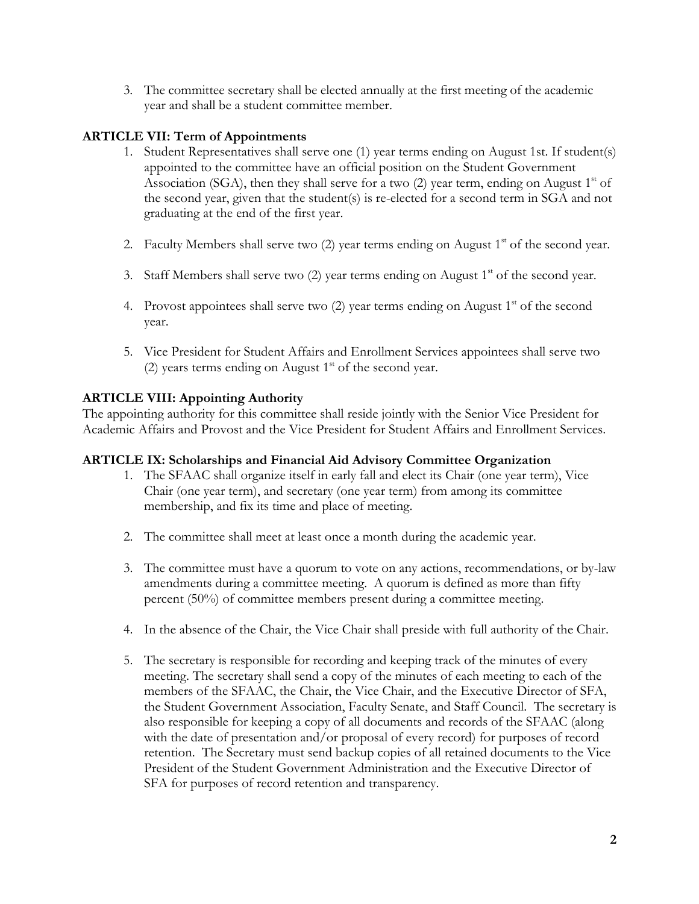3. The committee secretary shall be elected annually at the first meeting of the academic year and shall be a student committee member.

**ARTICLE VII: Term of Appointments**

1. Student Representatives shall serve one (1) year terms ending on August 1st. If student(s) appointed to the committee have an official position on the Student Government Association (SGA), then they shall serve for a two (2) year term, ending on August 1st of the second year, given that the student(s) is re-elected for a second term in SGA and not graduating at the end of the first year.

2. Faculty Members shall serve two (2) year terms ending on August 1st of the second year.

3. Staff Members shall serve two (2) year terms ending on August 1st of the second year.

4. Provost appointees shall serve two (2) year terms ending on August 1st of the second year.

5. Vice President for Student Affairs and Enrollment Services appointees shall serve two (2) years terms ending on August 1st of the second year.

**ARTICLE VIII: Appointing Authority**

The appointing authority for this committee shall reside jointly with the Senior Vice President for Academic Affairs and Provost and the Vice President for Student Affairs and Enrollment Services.

**ARTICLE IX: Scholarships and Financial Aid Advisory Committee Organization**

1. The SFAAC shall organize itself in early fall and elect its Chair (one year term), Vice Chair (one year term), and secretary (one year term) from among its committee membership, and fix its time and place of meeting.

2. The committee shall meet at least once a month during the academic year.

3. The committee must have a quorum to vote on any actions, recommendations, or by-law amendments during a committee meeting. A quorum is defined as more than fifty percent (50%) of committee members present during a committee meeting.

4. In the absence of the Chair, the Vice Chair shall preside with full authority of the Chair.

5. The secretary is responsible for recording and keeping track of the minutes of every meeting. The secretary shall send a copy of the minutes of each meeting to each of the members of the SFAAC, the Chair, the Vice Chair, and the Executive Director of SFA, the Student Government Association, Faculty Senate, and Staff Council. The secretary is also responsible for keeping a copy of all documents and records of the SFAAC (along with the date of presentation and/or proposal of every record) for purposes of record retention. The Secretary must send backup copies of all retained documents to the Vice President of the Student Government Administration and the Executive Director of SFA for purposes of record retention and transparency.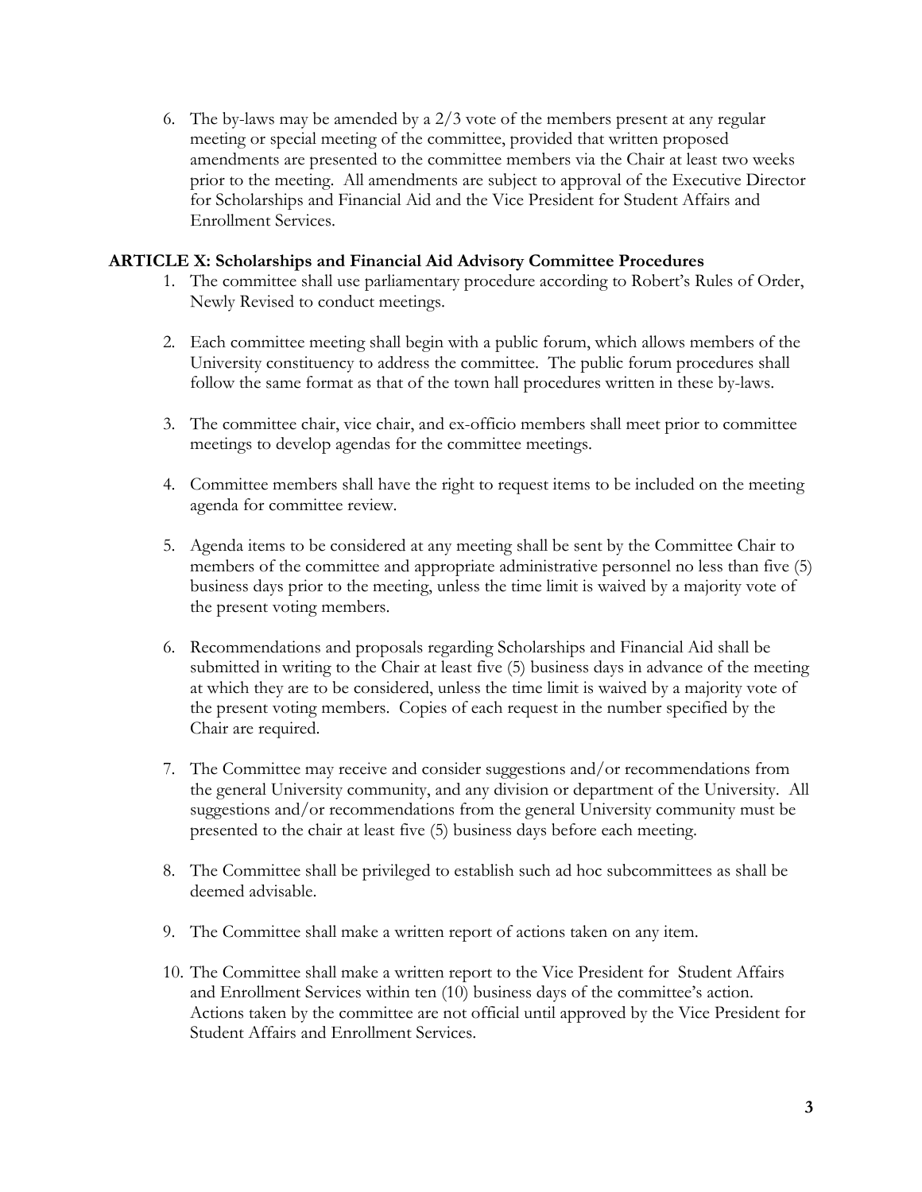6. The by-laws may be amended by a 2/3 vote of the members present at any regular meeting or special meeting of the committee, provided that written proposed amendments are presented to the committee members via the Chair at least two weeks prior to the meeting. All amendments are subject to approval of the Executive Director for Scholarships and Financial Aid and the Vice President for Student Affairs and Enrollment Services.

**ARTICLE X: Scholarships and Financial Aid Advisory Committee Procedures**

1. The committee shall use parliamentary procedure according to Robert's Rules of Order, Newly Revised to conduct meetings.

2. Each committee meeting shall begin with a public forum, which allows members of the University constituency to address the committee. The public forum procedures shall follow the same format as that of the town hall procedures written in these by-laws.

3. The committee chair, vice chair, and ex-officio members shall meet prior to committee meetings to develop agendas for the committee meetings.

4. Committee members shall have the right to request items to be included on the meeting agenda for committee review.

5. Agenda items to be considered at any meeting shall be sent by the Committee Chair to members of the committee and appropriate administrative personnel no less than five (5) business days prior to the meeting, unless the time limit is waived by a majority vote of the present voting members.

6. Recommendations and proposals regarding Scholarships and Financial Aid shall be submitted in writing to the Chair at least five (5) business days in advance of the meeting at which they are to be considered, unless the time limit is waived by a majority vote of the present voting members. Copies of each request in the number specified by the Chair are required.

7. The Committee may receive and consider suggestions and/or recommendations from the general University community, and any division or department of the University. All suggestions and/or recommendations from the general University community must be presented to the chair at least five (5) business days before each meeting.

8. The Committee shall be privileged to establish such ad hoc subcommittees as shall be deemed advisable.

9. The Committee shall make a written report of actions taken on any item.

10. The Committee shall make a written report to the Vice President for Student Affairs and Enrollment Services within ten (10) business days of the committee's action. Actions taken by the committee are not official until approved by the Vice President for Student Affairs and Enrollment Services.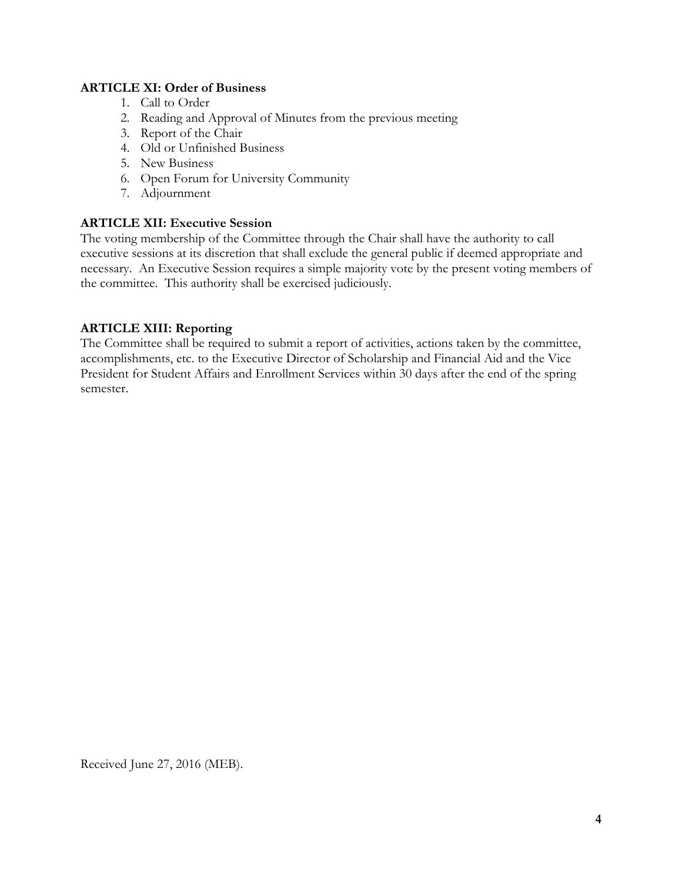**ARTICLE XI: Order of Business**

1. Call to Order
2. Reading and Approval of Minutes from the previous meeting
3. Report of the Chair
4. Old or Unfinished Business
5. New Business
6. Open Forum for University Community
7. Adjournment

**ARTICLE XII: Executive Session**

The voting membership of the Committee through the Chair shall have the authority to call executive sessions at its discretion that shall exclude the general public if deemed appropriate and necessary. An Executive Session requires a simple majority vote by the present voting members of the committee. This authority shall be exercised judiciously.

**ARTICLE XIII: Reporting**

The Committee shall be required to submit a report of activities, actions taken by the committee, accomplishments, etc. to the Executive Director of Scholarship and Financial Aid and the Vice President for Student Affairs and Enrollment Services within 30 days after the end of the spring semester.

Received June 27, 2016 (MEB).